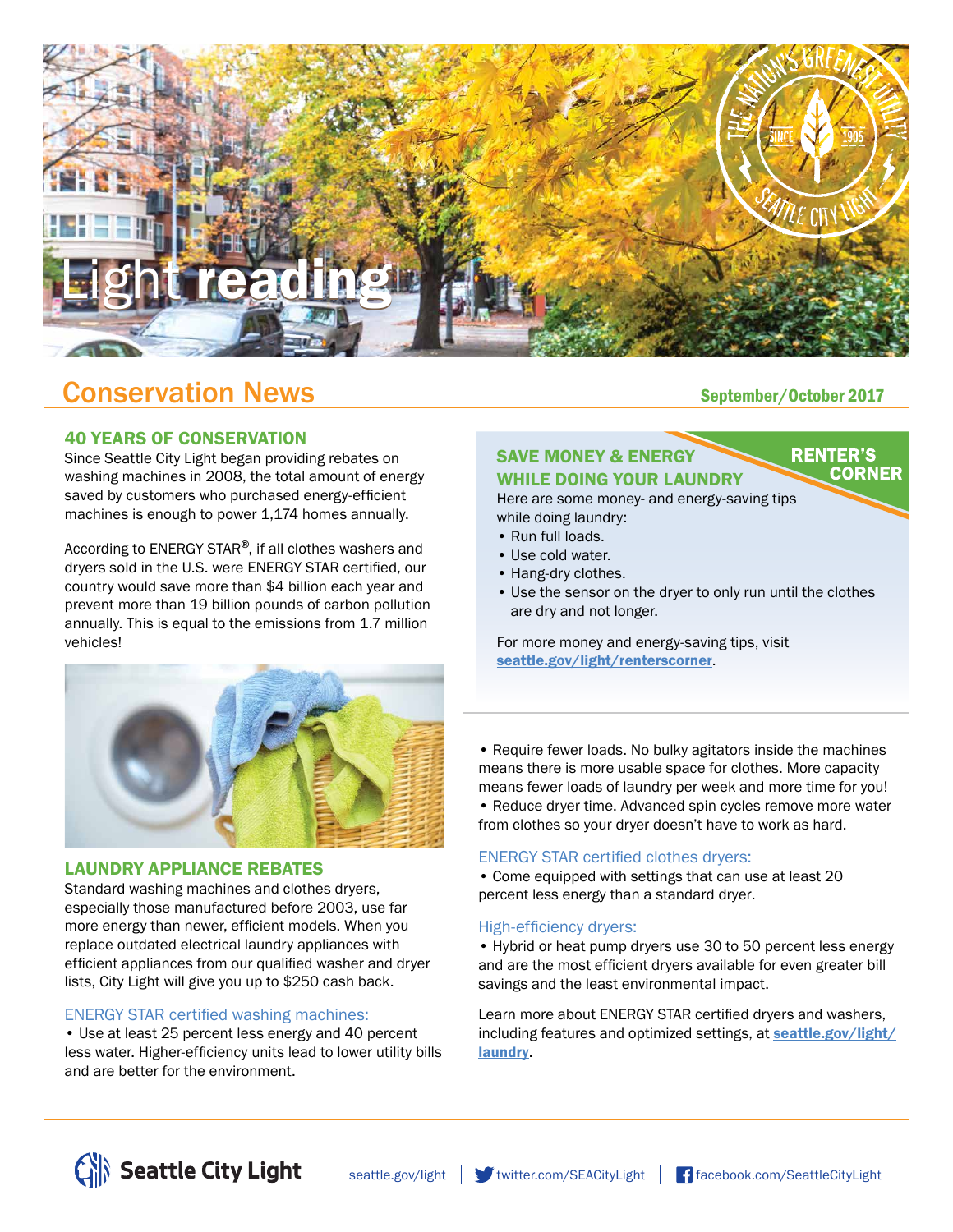# Light reading

## Conservation News

September/October 2017

### 40 YEARS OF CONSERVATION

Since Seattle City Light began providing rebates on washing machines in 2008, the total amount of energy saved by customers who purchased energy-efficient machines is enough to power 1,174 homes annually.

According to ENERGY STAR®, if all clothes washers and dryers sold in the U.S. were ENERGY STAR certified, our country would save more than $4 billion each year and prevent more than 19 billion pounds of carbon pollution annually. This is equal to the emissions from 1.7 million vehicles!

### LAUNDRY APPLIANCE REBATES

Standard washing machines and clothes dryers, especially those manufactured before 2003, use far more energy than newer, efficient models. When you replace outdated electrical laundry appliances with efficient appliances from our qualified washer and dryer lists, City Light will give you up to $250 cash back.

#### ENERGY STAR certified washing machines:

- Use at least 25 percent less energy and 40 percent less water. Higher-efficiency units lead to lower utility bills and are better for the environment.
- Require fewer loads. No bulky agitators inside the machines means there is more usable space for clothes. More capacity means fewer loads of laundry per week and more time for you!
- Reduce dryer time. Advanced spin cycles remove more water from clothes so your dryer doesn't have to work as hard.

#### ENERGY STAR certified clothes dryers:

- Come equipped with settings that can use at least 20 percent less energy than a standard dryer.

#### High-efficiency dryers:

- Hybrid or heat pump dryers use 30 to 50 percent less energy and are the most efficient dryers available for even greater bill savings and the least environmental impact.

Learn more about ENERGY STAR certified dryers and washers, including features and optimized settings, at seattle.gov/light/laundry.

### SAVE MONEY & ENERGY WHILE DOING YOUR LAUNDRY

**RENTER'S CORNER**

Here are some money- and energy-saving tips while doing laundry:

- Run full loads.
- Use cold water.
- Hang-dry clothes.
- Use the sensor on the dryer to only run until the clothes are dry and not longer.

For more money and energy-saving tips, visit seattle.gov/light/renterscorner.

Seattle City Light | seattle.gov/light | twitter.com/SEACityLight | facebook.com/SeattleCityLight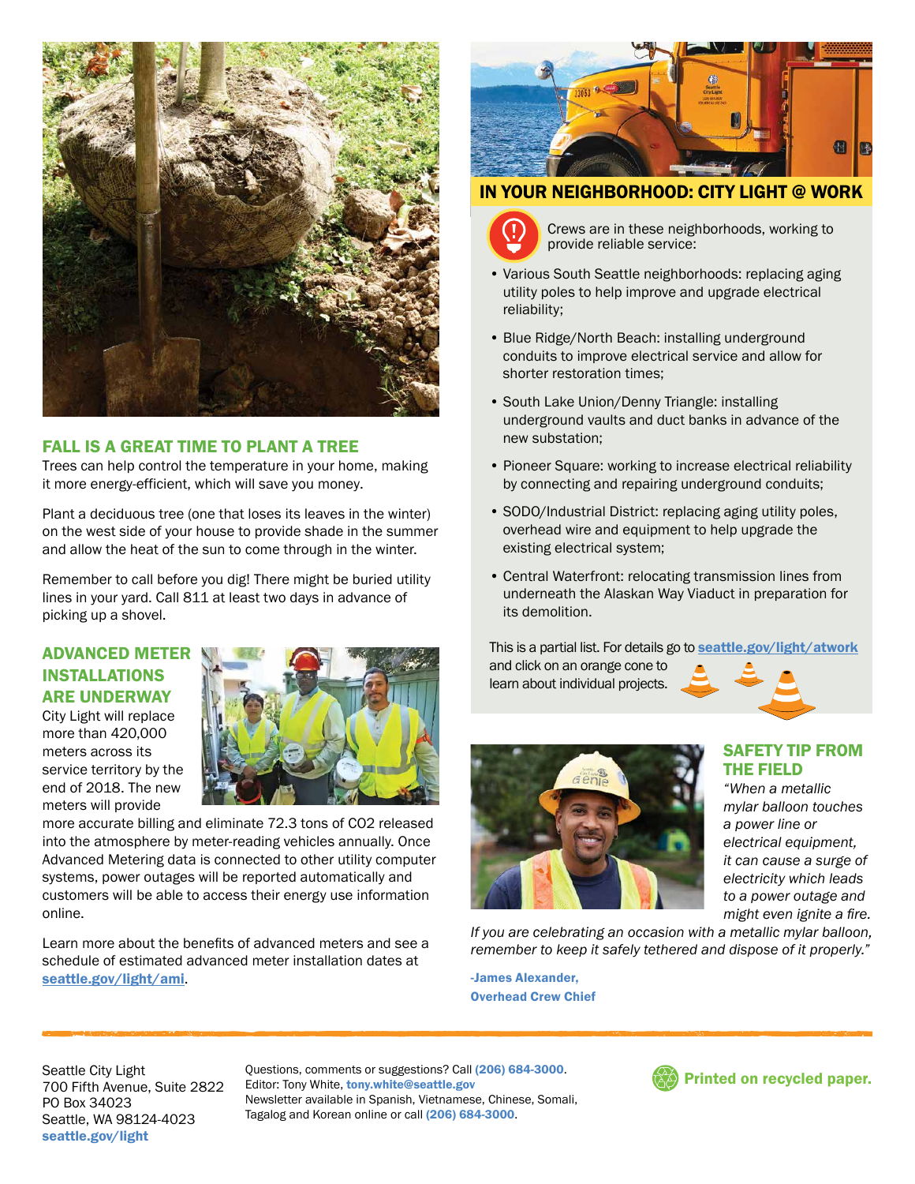## FALL IS A GREAT TIME TO PLANT A TREE

Trees can help control the temperature in your home, making it more energy-efficient, which will save you money.

Plant a deciduous tree (one that loses its leaves in the winter) on the west side of your house to provide shade in the summer and allow the heat of the sun to come through in the winter.

Remember to call before you dig! There might be buried utility lines in your yard. Call 811 at least two days in advance of picking up a shovel.

## ADVANCED METER INSTALLATIONS ARE UNDERWAY

City Light will replace more than 420,000 meters across its service territory by the end of 2018. The new meters will provide more accurate billing and eliminate 72.3 tons of $CO_2$ released into the atmosphere by meter-reading vehicles annually. Once Advanced Metering data is connected to other utility computer systems, power outages will be reported automatically and customers will be able to access their energy use information online.

Learn more about the benefits of advanced meters and see a schedule of estimated advanced meter installation dates at **seattle.gov/light/ami**.

## IN YOUR NEIGHBORHOOD: CITY LIGHT @ WORK

Crews are in these neighborhoods, working to provide reliable service:

- Various South Seattle neighborhoods: replacing aging utility poles to help improve and upgrade electrical reliability;
- Blue Ridge/North Beach: installing underground conduits to improve electrical service and allow for shorter restoration times;
- South Lake Union/Denny Triangle: installing underground vaults and duct banks in advance of the new substation;
- Pioneer Square: working to increase electrical reliability by connecting and repairing underground conduits;
- SODO/Industrial District: replacing aging utility poles, overhead wire and equipment to help upgrade the existing electrical system;
- Central Waterfront: relocating transmission lines from underneath the Alaskan Way Viaduct in preparation for its demolition.

This is a partial list. For details go to **seattle.gov/light/atwork** and click on an orange cone to learn about individual projects.

## SAFETY TIP FROM THE FIELD

*"When a metallic mylar balloon touches a power line or electrical equipment, it can cause a surge of electricity which leads to a power outage and might even ignite a fire. If you are celebrating an occasion with a metallic mylar balloon, remember to keep it safely tethered and dispose of it properly."*

**-James Alexander, Overhead Crew Chief**

Seattle City Light
700 Fifth Avenue, Suite 2822
PO Box 34023
Seattle, WA 98124-4023
**seattle.gov/light**

Questions, comments or suggestions? Call **(206) 684-3000**.
Editor: Tony White, **tony.white@seattle.gov**
Newsletter available in Spanish, Vietnamese, Chinese, Somali, Tagalog and Korean online or call **(206) 684-3000**.

**Printed on recycled paper.**